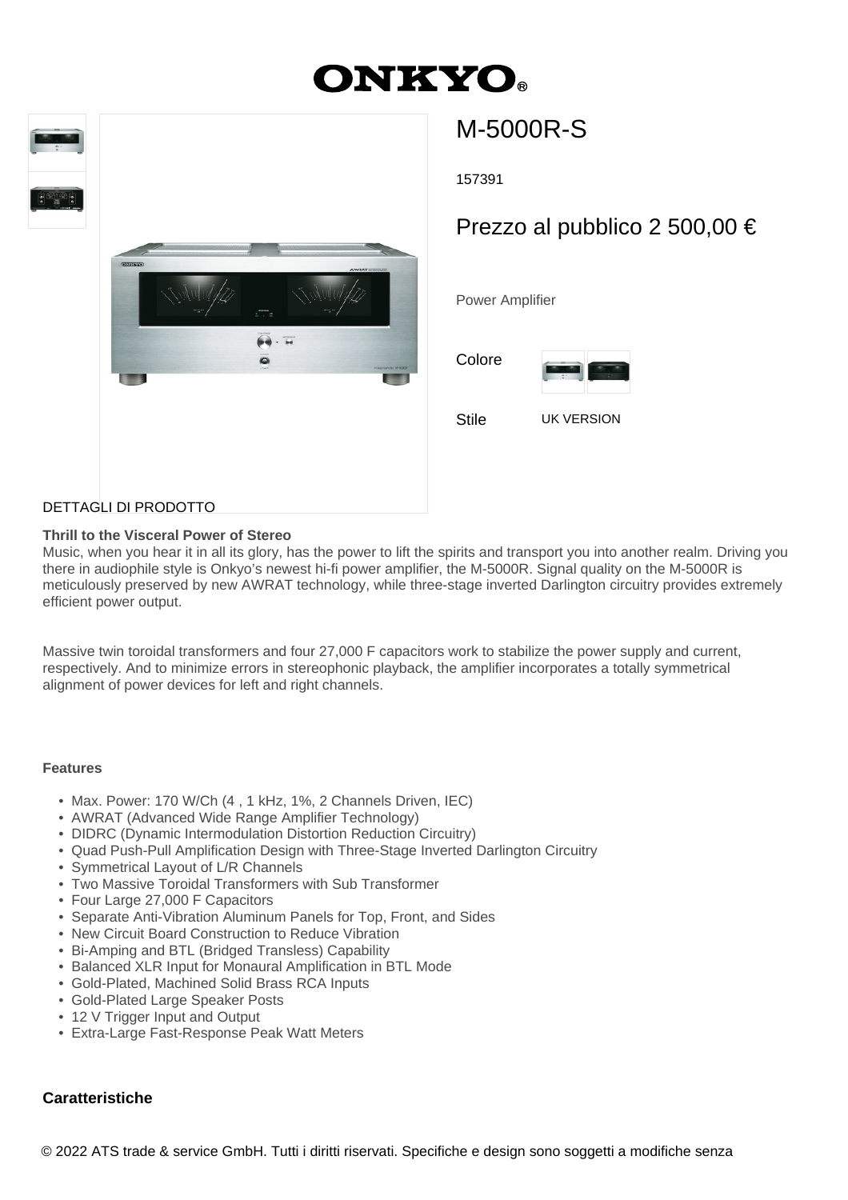# ONKYO®

## M-5000R-S

157391

Prezzo al pubblico 2 500,00 €

Power Amplifier

Colore

Stile UK VERSION

DETTAGLI DI PRODOTTO

**Thrill to the Visceral Power of Stereo**
Music, when you hear it in all its glory, has the power to lift the spirits and transport you into another realm. Driving you there in audiophile style is Onkyo's newest hi-fi power amplifier, the M-5000R. Signal quality on the M-5000R is meticulously preserved by new AWRAT technology, while three-stage inverted Darlington circuitry provides extremely efficient power output.

Massive twin toroidal transformers and four 27,000 F capacitors work to stabilize the power supply and current, respectively. And to minimize errors in stereophonic playback, the amplifier incorporates a totally symmetrical alignment of power devices for left and right channels.

**Features**

- Max. Power: 170 W/Ch (4 , 1 kHz, 1%, 2 Channels Driven, IEC)
- AWRAT (Advanced Wide Range Amplifier Technology)
- DIDRC (Dynamic Intermodulation Distortion Reduction Circuitry)
- Quad Push-Pull Amplification Design with Three-Stage Inverted Darlington Circuitry
- Symmetrical Layout of L/R Channels
- Two Massive Toroidal Transformers with Sub Transformer
- Four Large 27,000 F Capacitors
- Separate Anti-Vibration Aluminum Panels for Top, Front, and Sides
- New Circuit Board Construction to Reduce Vibration
- Bi-Amping and BTL (Bridged Transless) Capability
- Balanced XLR Input for Monaural Amplification in BTL Mode
- Gold-Plated, Machined Solid Brass RCA Inputs
- Gold-Plated Large Speaker Posts
- 12 V Trigger Input and Output
- Extra-Large Fast-Response Peak Watt Meters

**Caratteristiche**

© 2022 ATS trade & service GmbH. Tutti i diritti riservati. Specifiche e design sono soggetti a modifiche senza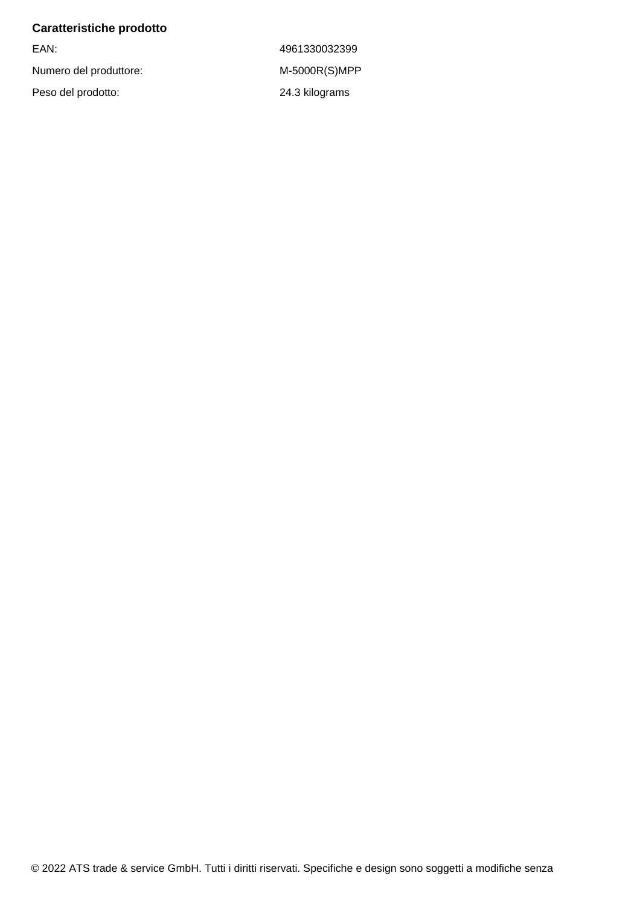**Caratteristiche prodotto**

| | |
|---|---|
| EAN: | 4961330032399 |
| Numero del produttore: | M-5000R(S)MPP |
| Peso del prodotto: | 24.3 kilograms |

© 2022 ATS trade & service GmbH. Tutti i diritti riservati. Specifiche e design sono soggetti a modifiche senza